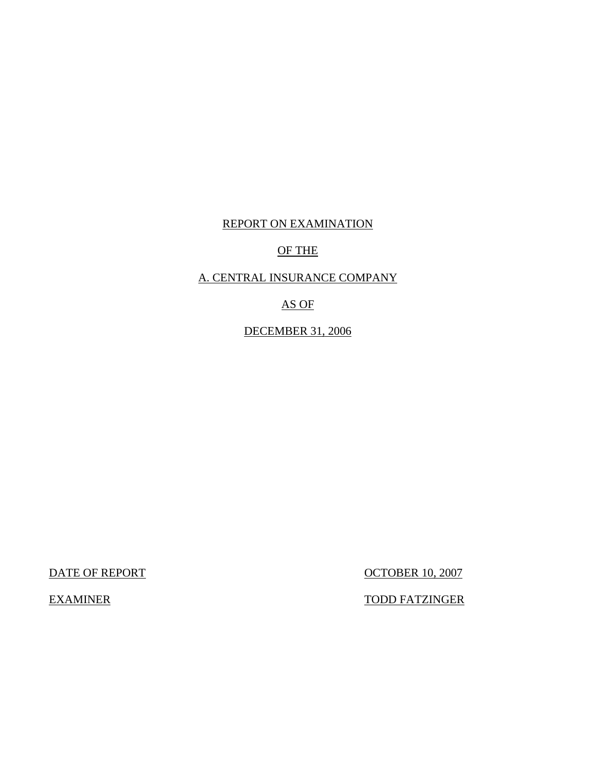REPORT ON EXAMINATION

OF THE

A. CENTRAL INSURANCE COMPANY

AS OF

DECEMBER 31, 2006

| | |
|---|---|
| DATE OF REPORT | OCTOBER 10, 2007 |
| EXAMINER | TODD FATZINGER |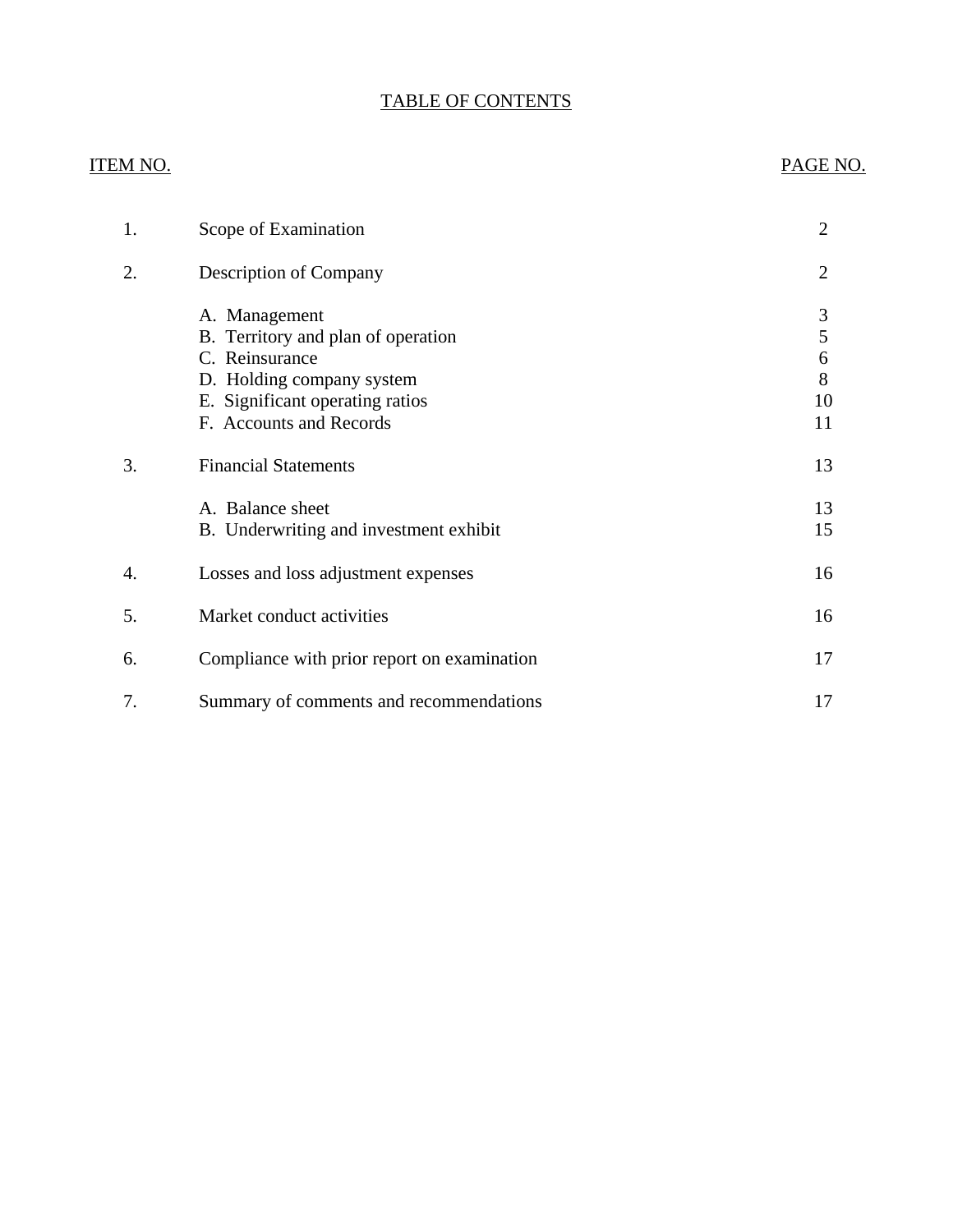# TABLE OF CONTENTS

| ITEM NO. | | PAGE NO. |
|---|---|---|
| 1. | Scope of Examination | 2 |
| 2. | Description of Company | 2 |
| | A. Management | 3 |
| | B. Territory and plan of operation | 5 |
| | C. Reinsurance | 6 |
| | D. Holding company system | 8 |
| | E. Significant operating ratios | 10 |
| | F. Accounts and Records | 11 |
| 3. | Financial Statements | 13 |
| | A. Balance sheet | 13 |
| | B. Underwriting and investment exhibit | 15 |
| 4. | Losses and loss adjustment expenses | 16 |
| 5. | Market conduct activities | 16 |
| 6. | Compliance with prior report on examination | 17 |
| 7. | Summary of comments and recommendations | 17 |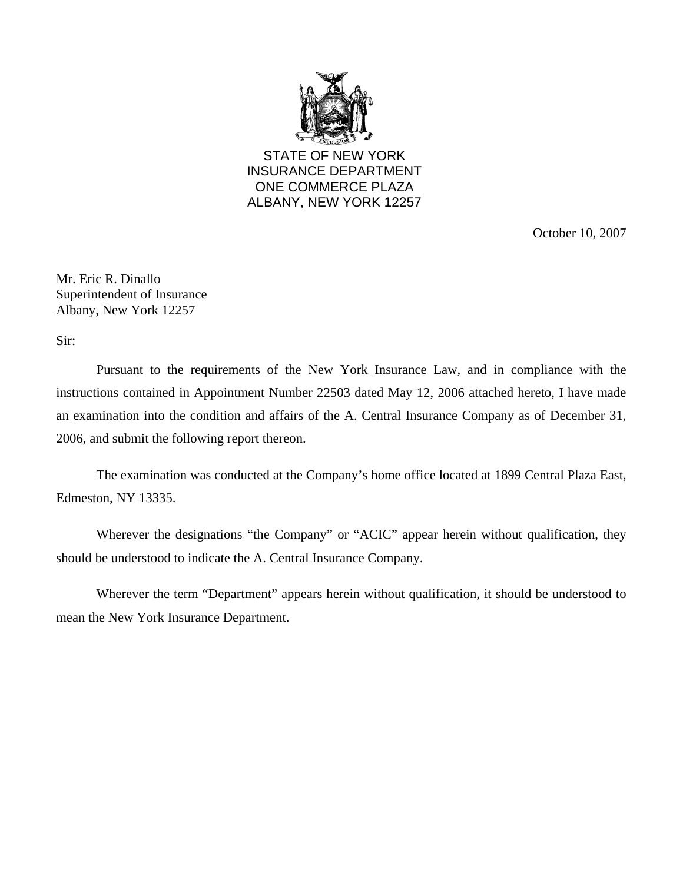STATE OF NEW YORK
INSURANCE DEPARTMENT
ONE COMMERCE PLAZA
ALBANY, NEW YORK 12257

October 10, 2007

Mr. Eric R. Dinallo
Superintendent of Insurance
Albany, New York 12257

Sir:

Pursuant to the requirements of the New York Insurance Law, and in compliance with the instructions contained in Appointment Number 22503 dated May 12, 2006 attached hereto, I have made an examination into the condition and affairs of the A. Central Insurance Company as of December 31, 2006, and submit the following report thereon.

The examination was conducted at the Company's home office located at 1899 Central Plaza East, Edmeston, NY 13335.

Wherever the designations "the Company" or "ACIC" appear herein without qualification, they should be understood to indicate the A. Central Insurance Company.

Wherever the term "Department" appears herein without qualification, it should be understood to mean the New York Insurance Department.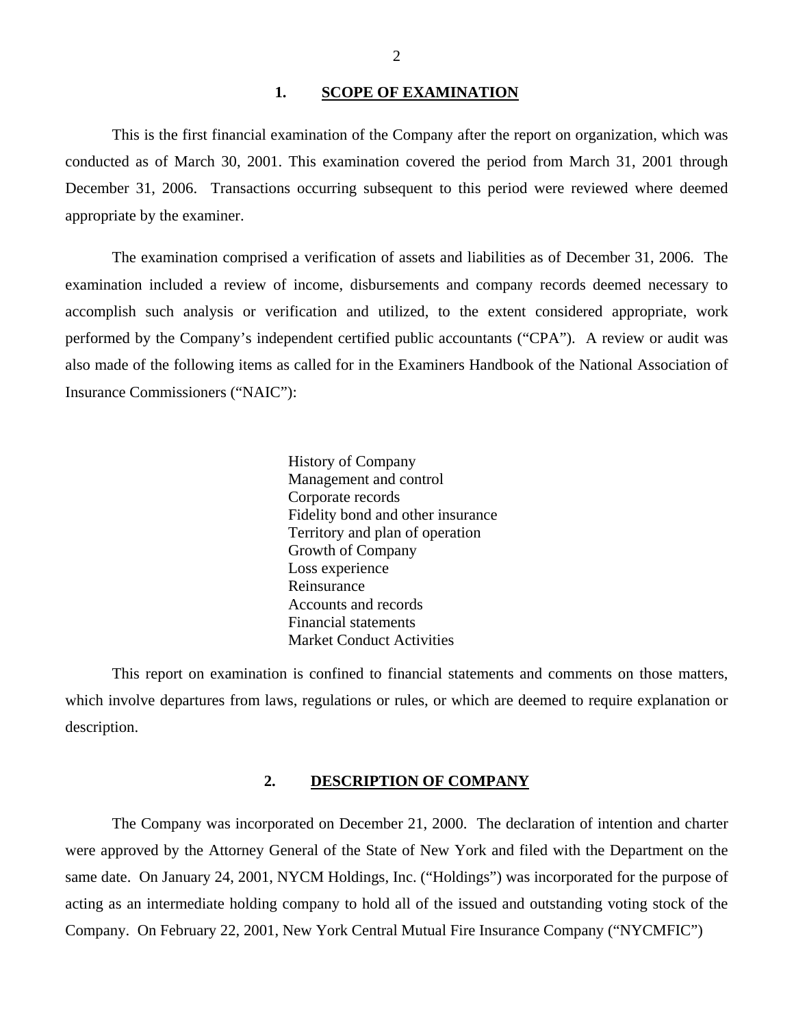## 1. SCOPE OF EXAMINATION

This is the first financial examination of the Company after the report on organization, which was conducted as of March 30, 2001. This examination covered the period from March 31, 2001 through December 31, 2006. Transactions occurring subsequent to this period were reviewed where deemed appropriate by the examiner.

The examination comprised a verification of assets and liabilities as of December 31, 2006. The examination included a review of income, disbursements and company records deemed necessary to accomplish such analysis or verification and utilized, to the extent considered appropriate, work performed by the Company's independent certified public accountants ("CPA"). A review or audit was also made of the following items as called for in the Examiners Handbook of the National Association of Insurance Commissioners ("NAIC"):

- History of Company
- Management and control
- Corporate records
- Fidelity bond and other insurance
- Territory and plan of operation
- Growth of Company
- Loss experience
- Reinsurance
- Accounts and records
- Financial statements
- Market Conduct Activities

This report on examination is confined to financial statements and comments on those matters, which involve departures from laws, regulations or rules, or which are deemed to require explanation or description.

## 2. DESCRIPTION OF COMPANY

The Company was incorporated on December 21, 2000. The declaration of intention and charter were approved by the Attorney General of the State of New York and filed with the Department on the same date. On January 24, 2001, NYCM Holdings, Inc. ("Holdings") was incorporated for the purpose of acting as an intermediate holding company to hold all of the issued and outstanding voting stock of the Company. On February 22, 2001, New York Central Mutual Fire Insurance Company ("NYCMFIC")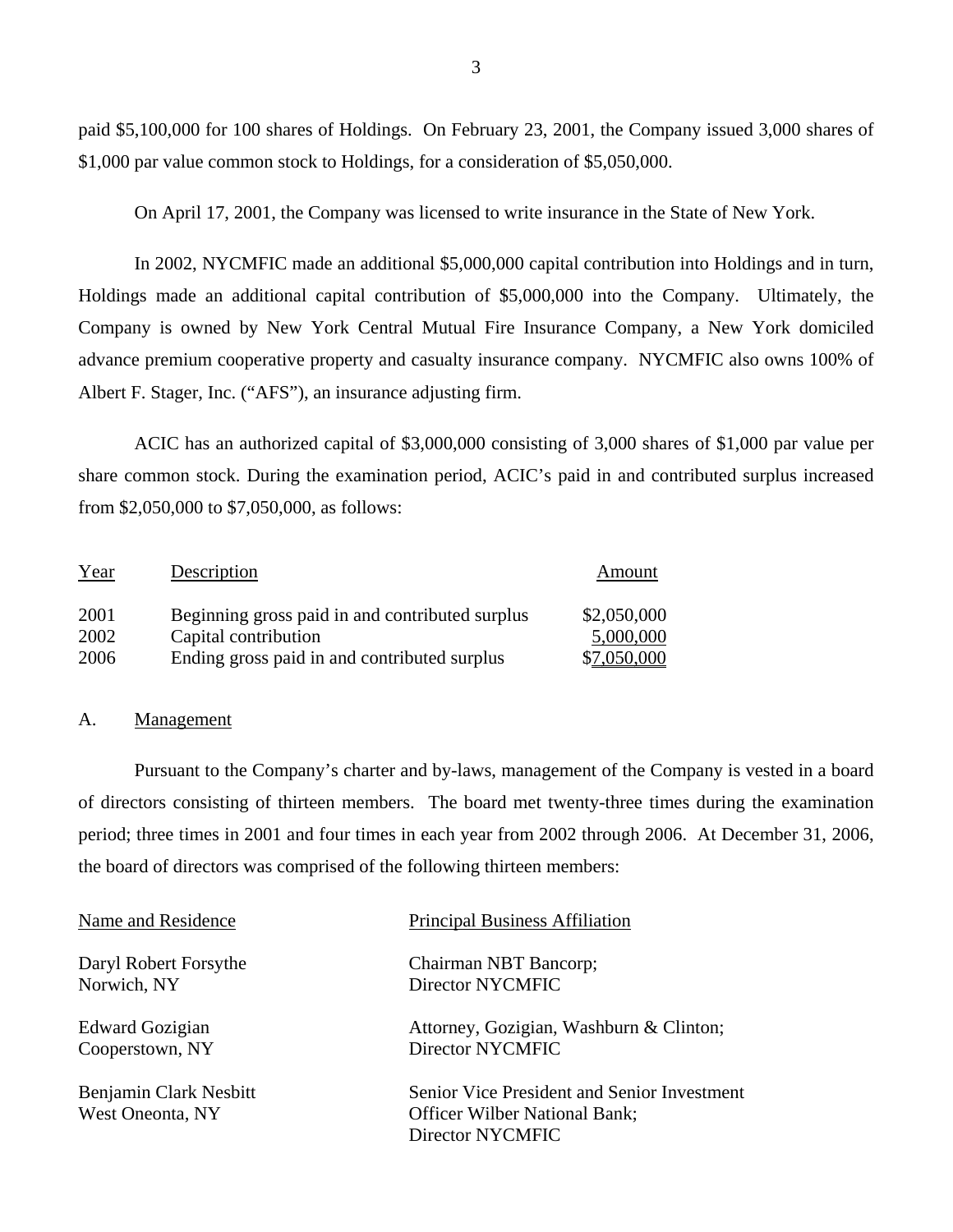paid $5,100,000 for 100 shares of Holdings. On February 23, 2001, the Company issued 3,000 shares of $1,000 par value common stock to Holdings, for a consideration of $5,050,000.

On April 17, 2001, the Company was licensed to write insurance in the State of New York.

In 2002, NYCMFIC made an additional $5,000,000 capital contribution into Holdings and in turn, Holdings made an additional capital contribution of $5,000,000 into the Company. Ultimately, the Company is owned by New York Central Mutual Fire Insurance Company, a New York domiciled advance premium cooperative property and casualty insurance company. NYCMFIC also owns 100% of Albert F. Stager, Inc. ("AFS"), an insurance adjusting firm.

ACIC has an authorized capital of $3,000,000 consisting of 3,000 shares of $1,000 par value per share common stock. During the examination period, ACIC's paid in and contributed surplus increased from $2,050,000 to $7,050,000, as follows:

| Year | Description | Amount |
|---|---|---|
| 2001 | Beginning gross paid in and contributed surplus | $2,050,000 |
| 2002 | Capital contribution | 5,000,000 |
| 2006 | Ending gross paid in and contributed surplus | $7,050,000 |

## A. Management

Pursuant to the Company's charter and by-laws, management of the Company is vested in a board of directors consisting of thirteen members. The board met twenty-three times during the examination period; three times in 2001 and four times in each year from 2002 through 2006. At December 31, 2006, the board of directors was comprised of the following thirteen members:

| Name and Residence | Principal Business Affiliation |
|---|---|
| Daryl Robert Forsythe<br>Norwich, NY | Chairman NBT Bancorp;<br>Director NYCMFIC |
| Edward Gozigian<br>Cooperstown, NY | Attorney, Gozigian, Washburn & Clinton;<br>Director NYCMFIC |
| Benjamin Clark Nesbitt<br>West Oneonta, NY | Senior Vice President and Senior Investment Officer Wilber National Bank;<br>Director NYCMFIC |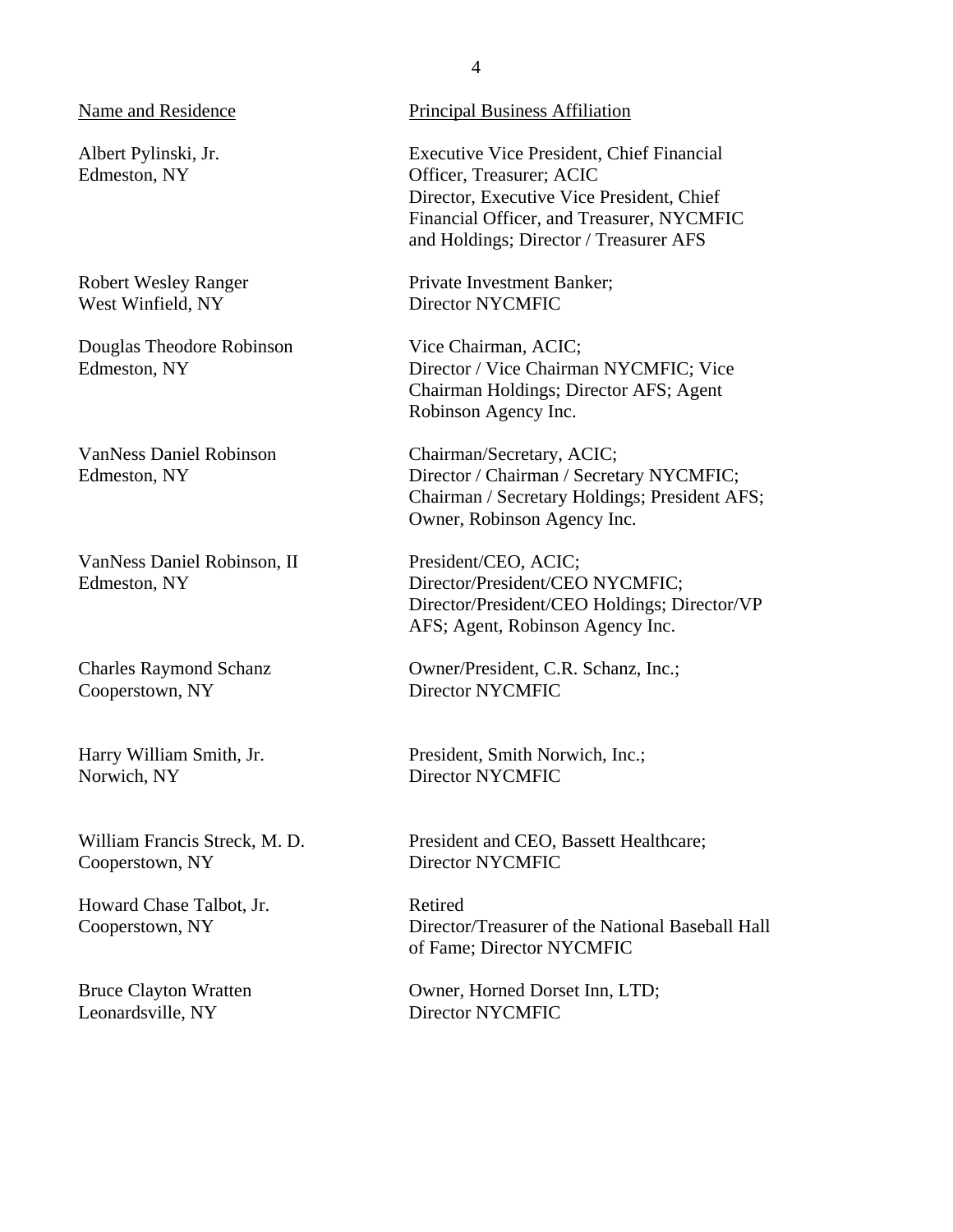| Name and Residence | Principal Business Affiliation |
| --- | --- |
| Albert Pylinski, Jr.<br>Edmeston, NY | Executive Vice President, Chief Financial Officer, Treasurer; ACIC<br>Director, Executive Vice President, Chief Financial Officer, and Treasurer, NYCMFIC and Holdings; Director / Treasurer AFS |
| Robert Wesley Ranger<br>West Winfield, NY | Private Investment Banker;<br>Director NYCMFIC |
| Douglas Theodore Robinson<br>Edmeston, NY | Vice Chairman, ACIC;<br>Director / Vice Chairman NYCMFIC; Vice Chairman Holdings; Director AFS; Agent Robinson Agency Inc. |
| VanNess Daniel Robinson<br>Edmeston, NY | Chairman/Secretary, ACIC;<br>Director / Chairman / Secretary NYCMFIC; Chairman / Secretary Holdings; President AFS; Owner, Robinson Agency Inc. |
| VanNess Daniel Robinson, II<br>Edmeston, NY | President/CEO, ACIC;<br>Director/President/CEO NYCMFIC; Director/President/CEO Holdings; Director/VP AFS; Agent, Robinson Agency Inc. |
| Charles Raymond Schanz<br>Cooperstown, NY | Owner/President, C.R. Schanz, Inc.;<br>Director NYCMFIC |
| Harry William Smith, Jr.<br>Norwich, NY | President, Smith Norwich, Inc.;<br>Director NYCMFIC |
| William Francis Streck, M. D.<br>Cooperstown, NY | President and CEO, Bassett Healthcare;<br>Director NYCMFIC |
| Howard Chase Talbot, Jr.<br>Cooperstown, NY | Retired<br>Director/Treasurer of the National Baseball Hall of Fame; Director NYCMFIC |
| Bruce Clayton Wratten<br>Leonardsville, NY | Owner, Horned Dorset Inn, LTD;<br>Director NYCMFIC |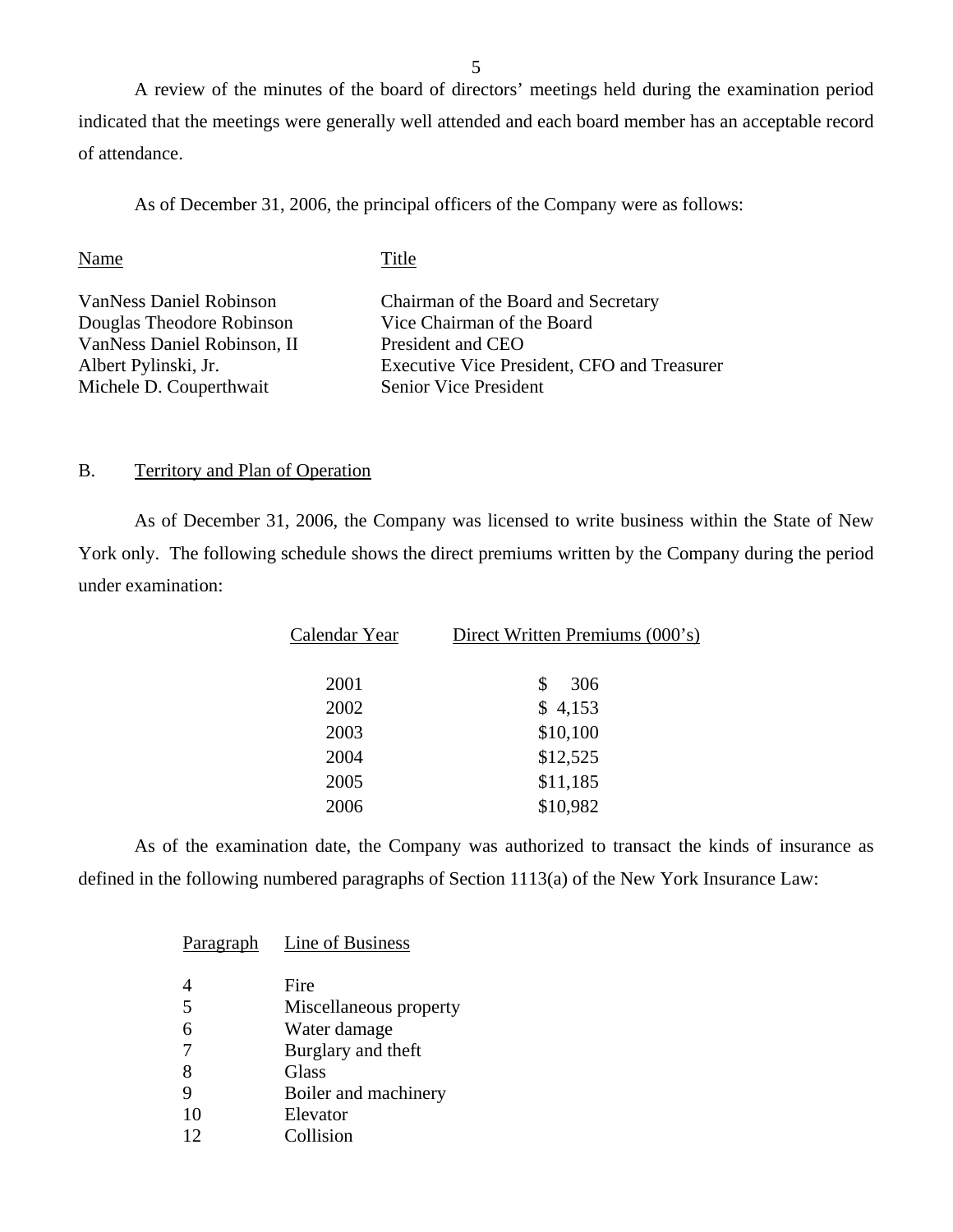A review of the minutes of the board of directors' meetings held during the examination period indicated that the meetings were generally well attended and each board member has an acceptable record of attendance.

As of December 31, 2006, the principal officers of the Company were as follows:

| Name | Title |
|---|---|
| VanNess Daniel Robinson | Chairman of the Board and Secretary |
| Douglas Theodore Robinson | Vice Chairman of the Board |
| VanNess Daniel Robinson, II | President and CEO |
| Albert Pylinski, Jr. | Executive Vice President, CFO and Treasurer |
| Michele D. Couperthwait | Senior Vice President |

## B. Territory and Plan of Operation

As of December 31, 2006, the Company was licensed to write business within the State of New York only. The following schedule shows the direct premiums written by the Company during the period under examination:

| Calendar Year | Direct Written Premiums (000's) |
|---|---|
| 2001 | $ 306 |
| 2002 | $ 4,153 |
| 2003 | $10,100 |
| 2004 | $12,525 |
| 2005 | $11,185 |
| 2006 | $10,982 |

As of the examination date, the Company was authorized to transact the kinds of insurance as defined in the following numbered paragraphs of Section 1113(a) of the New York Insurance Law:

| Paragraph | Line of Business |
|---|---|
| 4 | Fire |
| 5 | Miscellaneous property |
| 6 | Water damage |
| 7 | Burglary and theft |
| 8 | Glass |
| 9 | Boiler and machinery |
| 10 | Elevator |
| 12 | Collision |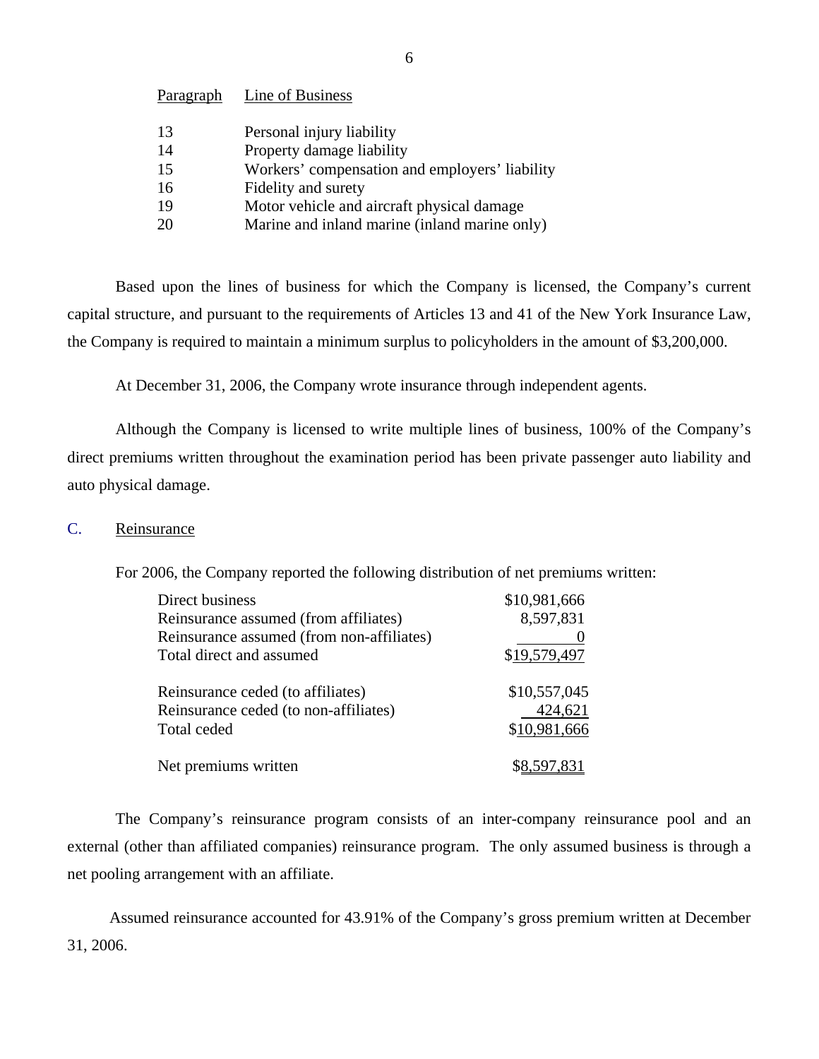| Paragraph | Line of Business |
|---|---|
| 13 | Personal injury liability |
| 14 | Property damage liability |
| 15 | Workers' compensation and employers' liability |
| 16 | Fidelity and surety |
| 19 | Motor vehicle and aircraft physical damage |
| 20 | Marine and inland marine (inland marine only) |

Based upon the lines of business for which the Company is licensed, the Company's current capital structure, and pursuant to the requirements of Articles 13 and 41 of the New York Insurance Law, the Company is required to maintain a minimum surplus to policyholders in the amount of $3,200,000.

At December 31, 2006, the Company wrote insurance through independent agents.

Although the Company is licensed to write multiple lines of business, 100% of the Company's direct premiums written throughout the examination period has been private passenger auto liability and auto physical damage.

## C. Reinsurance

For 2006, the Company reported the following distribution of net premiums written:

| | |
|---|---|
| Direct business | $10,981,666 |
| Reinsurance assumed (from affiliates) | 8,597,831 |
| Reinsurance assumed (from non-affiliates) | 0 |
| Total direct and assumed | $19,579,497 |
| | |
| Reinsurance ceded (to affiliates) | $10,557,045 |
| Reinsurance ceded (to non-affiliates) | 424,621 |
| Total ceded | $10,981,666 |
| | |
| Net premiums written | $8,597,831 |

The Company's reinsurance program consists of an inter-company reinsurance pool and an external (other than affiliated companies) reinsurance program. The only assumed business is through a net pooling arrangement with an affiliate.

Assumed reinsurance accounted for 43.91% of the Company's gross premium written at December 31, 2006.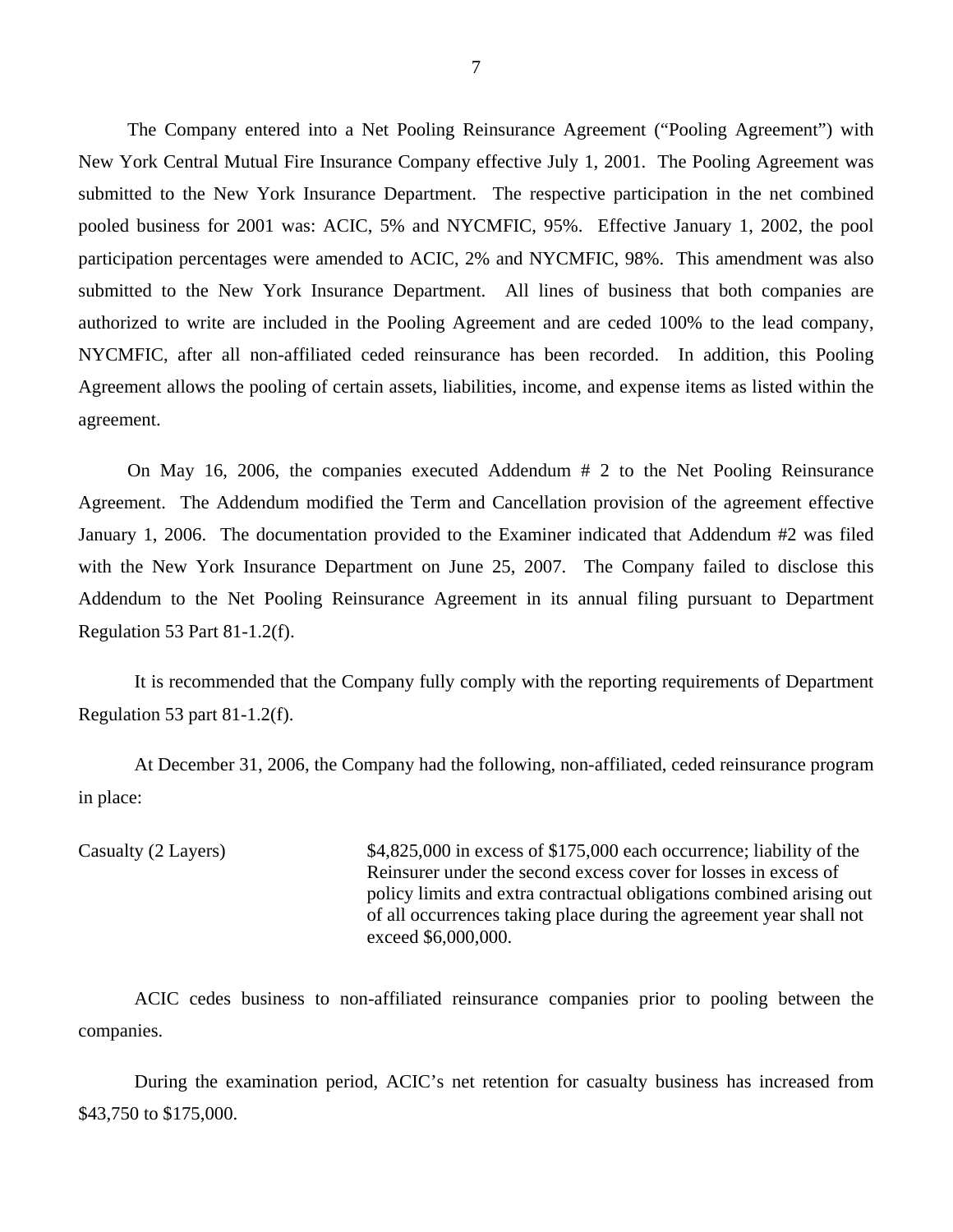The Company entered into a Net Pooling Reinsurance Agreement ("Pooling Agreement") with New York Central Mutual Fire Insurance Company effective July 1, 2001. The Pooling Agreement was submitted to the New York Insurance Department. The respective participation in the net combined pooled business for 2001 was: ACIC, 5% and NYCMFIC, 95%. Effective January 1, 2002, the pool participation percentages were amended to ACIC, 2% and NYCMFIC, 98%. This amendment was also submitted to the New York Insurance Department. All lines of business that both companies are authorized to write are included in the Pooling Agreement and are ceded 100% to the lead company, NYCMFIC, after all non-affiliated ceded reinsurance has been recorded. In addition, this Pooling Agreement allows the pooling of certain assets, liabilities, income, and expense items as listed within the agreement.

On May 16, 2006, the companies executed Addendum # 2 to the Net Pooling Reinsurance Agreement. The Addendum modified the Term and Cancellation provision of the agreement effective January 1, 2006. The documentation provided to the Examiner indicated that Addendum #2 was filed with the New York Insurance Department on June 25, 2007. The Company failed to disclose this Addendum to the Net Pooling Reinsurance Agreement in its annual filing pursuant to Department Regulation 53 Part 81-1.2(f).

It is recommended that the Company fully comply with the reporting requirements of Department Regulation 53 part 81-1.2(f).

At December 31, 2006, the Company had the following, non-affiliated, ceded reinsurance program in place:

| | |
|---|---|
| Casualty (2 Layers) | $4,825,000 in excess of $175,000 each occurrence; liability of the Reinsurer under the second excess cover for losses in excess of policy limits and extra contractual obligations combined arising out of all occurrences taking place during the agreement year shall not exceed $6,000,000. |

ACIC cedes business to non-affiliated reinsurance companies prior to pooling between the companies.

During the examination period, ACIC's net retention for casualty business has increased from $43,750 to $175,000.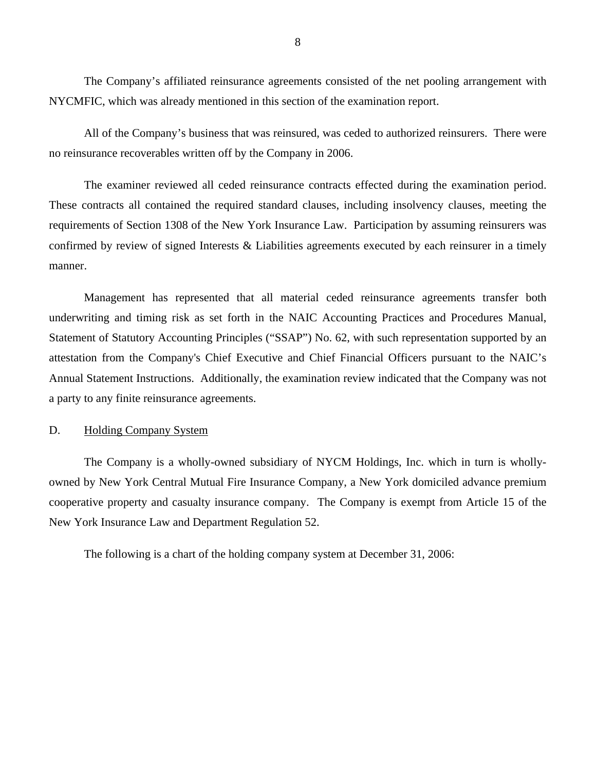The Company's affiliated reinsurance agreements consisted of the net pooling arrangement with NYCMFIC, which was already mentioned in this section of the examination report.

All of the Company's business that was reinsured, was ceded to authorized reinsurers. There were no reinsurance recoverables written off by the Company in 2006.

The examiner reviewed all ceded reinsurance contracts effected during the examination period. These contracts all contained the required standard clauses, including insolvency clauses, meeting the requirements of Section 1308 of the New York Insurance Law. Participation by assuming reinsurers was confirmed by review of signed Interests & Liabilities agreements executed by each reinsurer in a timely manner.

Management has represented that all material ceded reinsurance agreements transfer both underwriting and timing risk as set forth in the NAIC Accounting Practices and Procedures Manual, Statement of Statutory Accounting Principles ("SSAP") No. 62, with such representation supported by an attestation from the Company's Chief Executive and Chief Financial Officers pursuant to the NAIC's Annual Statement Instructions. Additionally, the examination review indicated that the Company was not a party to any finite reinsurance agreements.

## D. Holding Company System

The Company is a wholly-owned subsidiary of NYCM Holdings, Inc. which in turn is wholly-owned by New York Central Mutual Fire Insurance Company, a New York domiciled advance premium cooperative property and casualty insurance company. The Company is exempt from Article 15 of the New York Insurance Law and Department Regulation 52.

The following is a chart of the holding company system at December 31, 2006: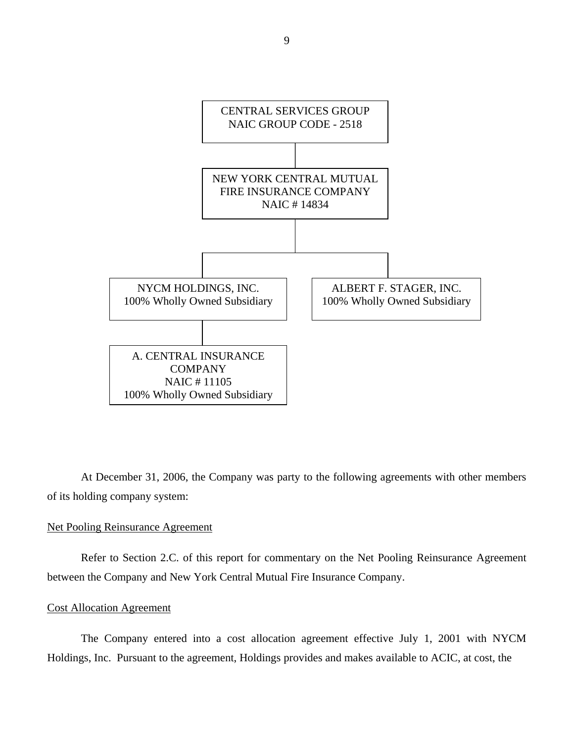CENTRAL SERVICES GROUP
NAIC GROUP CODE - 2518

NEW YORK CENTRAL MUTUAL
FIRE INSURANCE COMPANY
NAIC # 14834

NYCM HOLDINGS, INC.
100% Wholly Owned Subsidiary

ALBERT F. STAGER, INC.
100% Wholly Owned Subsidiary

A. CENTRAL INSURANCE
COMPANY
NAIC # 11105
100% Wholly Owned Subsidiary

At December 31, 2006, the Company was party to the following agreements with other members of its holding company system:

Net Pooling Reinsurance Agreement

Refer to Section 2.C. of this report for commentary on the Net Pooling Reinsurance Agreement between the Company and New York Central Mutual Fire Insurance Company.

Cost Allocation Agreement

The Company entered into a cost allocation agreement effective July 1, 2001 with NYCM Holdings, Inc. Pursuant to the agreement, Holdings provides and makes available to ACIC, at cost, the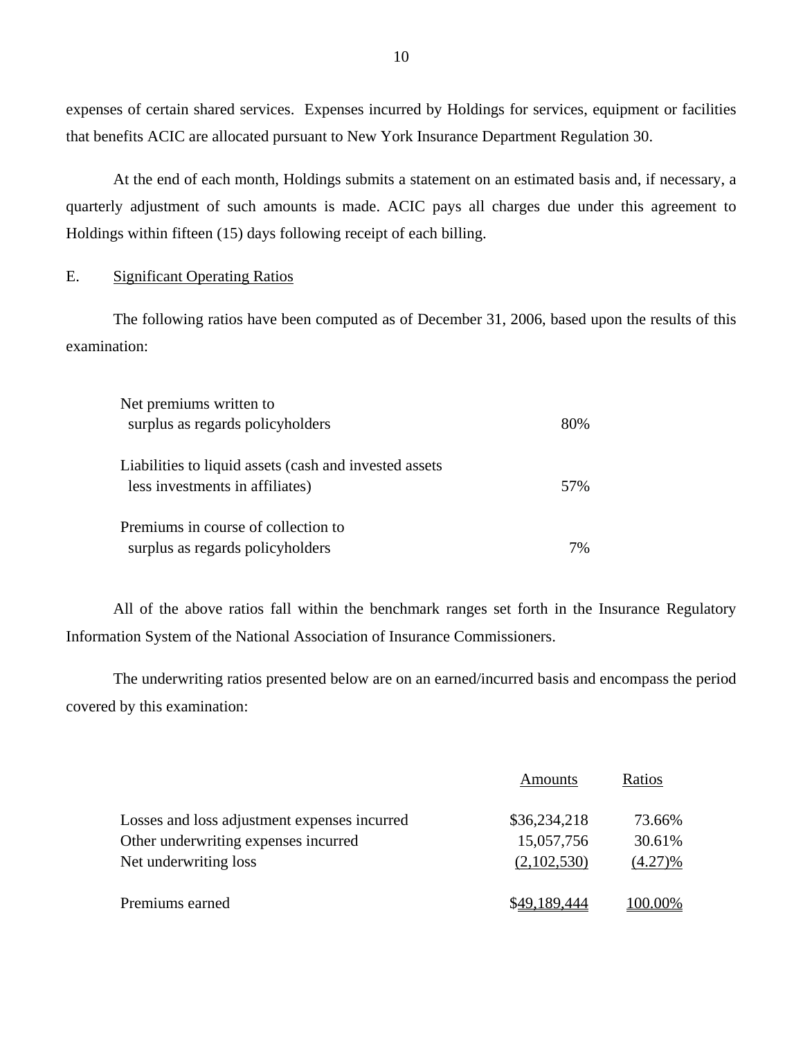expenses of certain shared services. Expenses incurred by Holdings for services, equipment or facilities that benefits ACIC are allocated pursuant to New York Insurance Department Regulation 30.

At the end of each month, Holdings submits a statement on an estimated basis and, if necessary, a quarterly adjustment of such amounts is made. ACIC pays all charges due under this agreement to Holdings within fifteen (15) days following receipt of each billing.

E. Significant Operating Ratios

The following ratios have been computed as of December 31, 2006, based upon the results of this examination:

| | |
|---|---|
| Net premiums written to surplus as regards policyholders | 80% |
| Liabilities to liquid assets (cash and invested assets less investments in affiliates) | 57% |
| Premiums in course of collection to surplus as regards policyholders | 7% |

All of the above ratios fall within the benchmark ranges set forth in the Insurance Regulatory Information System of the National Association of Insurance Commissioners.

The underwriting ratios presented below are on an earned/incurred basis and encompass the period covered by this examination:

| | Amounts | Ratios |
|---|---|---|
| Losses and loss adjustment expenses incurred | $36,234,218 | 73.66% |
| Other underwriting expenses incurred | 15,057,756 | 30.61% |
| Net underwriting loss | (2,102,530) | (4.27)% |
| Premiums earned | $49,189,444 | 100.00% |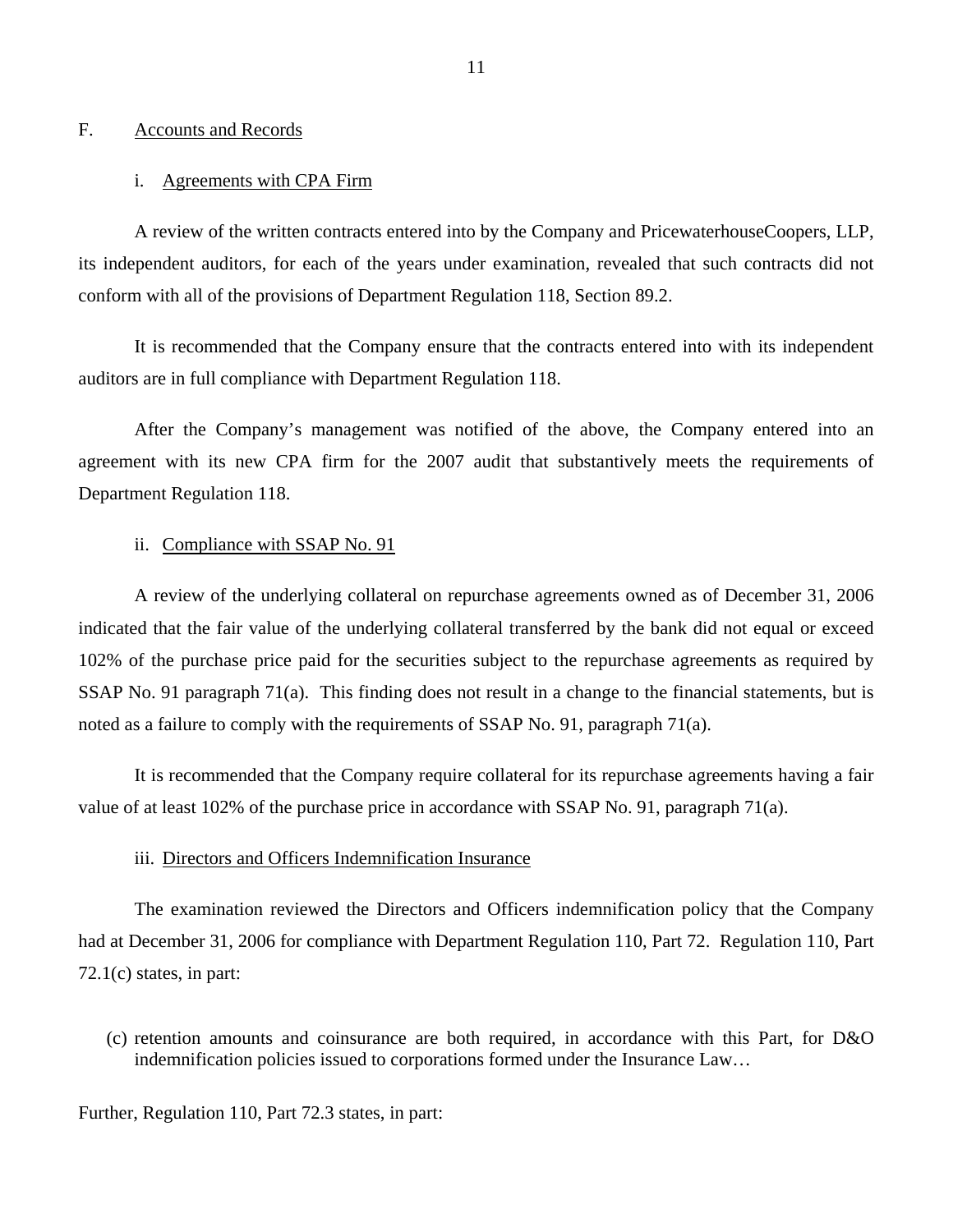## F. Accounts and Records

### i. Agreements with CPA Firm

A review of the written contracts entered into by the Company and PricewaterhouseCoopers, LLP, its independent auditors, for each of the years under examination, revealed that such contracts did not conform with all of the provisions of Department Regulation 118, Section 89.2.

It is recommended that the Company ensure that the contracts entered into with its independent auditors are in full compliance with Department Regulation 118.

After the Company's management was notified of the above, the Company entered into an agreement with its new CPA firm for the 2007 audit that substantively meets the requirements of Department Regulation 118.

### ii. Compliance with SSAP No. 91

A review of the underlying collateral on repurchase agreements owned as of December 31, 2006 indicated that the fair value of the underlying collateral transferred by the bank did not equal or exceed 102% of the purchase price paid for the securities subject to the repurchase agreements as required by SSAP No. 91 paragraph 71(a). This finding does not result in a change to the financial statements, but is noted as a failure to comply with the requirements of SSAP No. 91, paragraph 71(a).

It is recommended that the Company require collateral for its repurchase agreements having a fair value of at least 102% of the purchase price in accordance with SSAP No. 91, paragraph 71(a).

### iii. Directors and Officers Indemnification Insurance

The examination reviewed the Directors and Officers indemnification policy that the Company had at December 31, 2006 for compliance with Department Regulation 110, Part 72. Regulation 110, Part 72.1(c) states, in part:

> (c) retention amounts and coinsurance are both required, in accordance with this Part, for D&O indemnification policies issued to corporations formed under the Insurance Law…

Further, Regulation 110, Part 72.3 states, in part: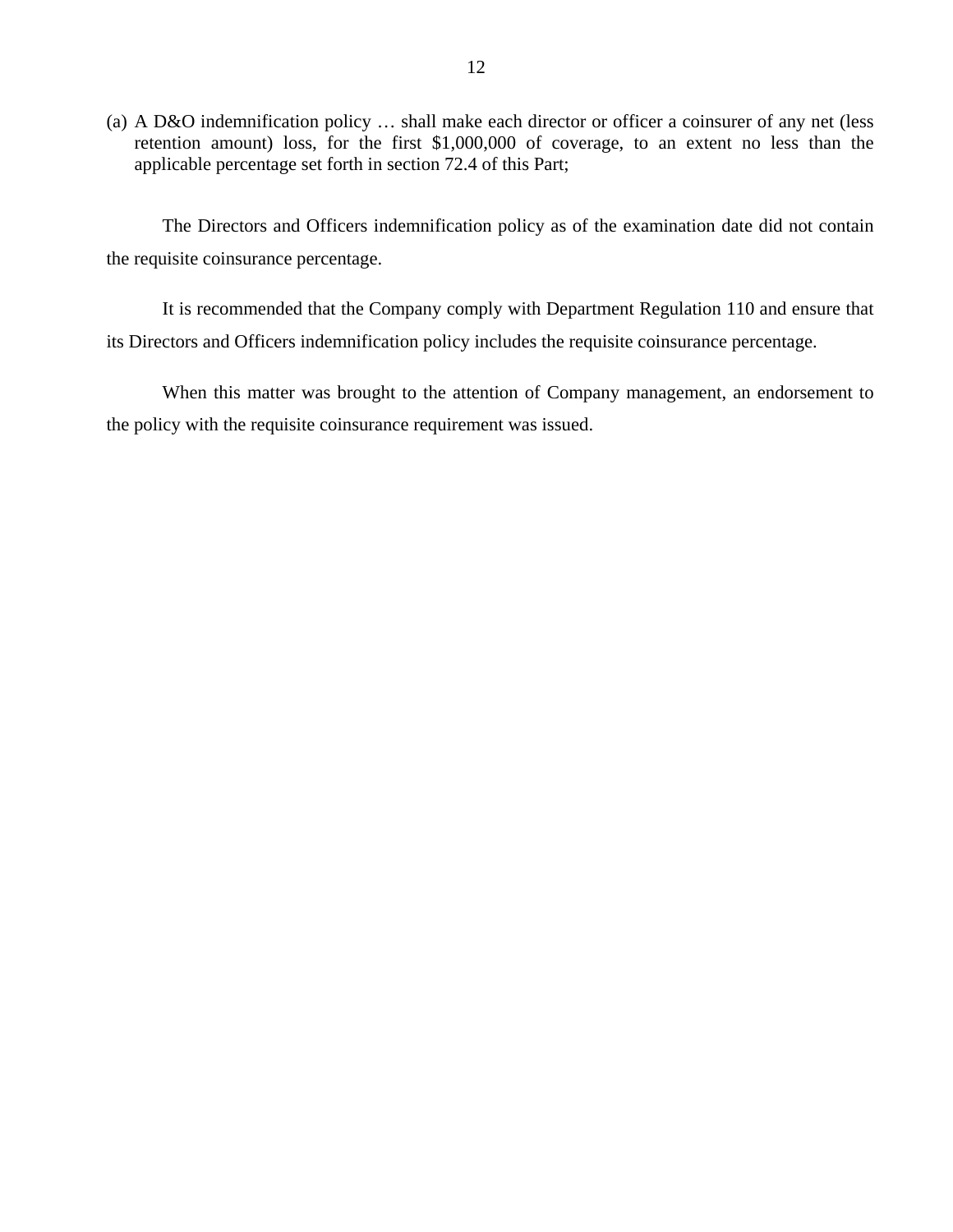(a) A D&O indemnification policy … shall make each director or officer a coinsurer of any net (less retention amount) loss, for the first $1,000,000 of coverage, to an extent no less than the applicable percentage set forth in section 72.4 of this Part;

The Directors and Officers indemnification policy as of the examination date did not contain the requisite coinsurance percentage.

It is recommended that the Company comply with Department Regulation 110 and ensure that its Directors and Officers indemnification policy includes the requisite coinsurance percentage.

When this matter was brought to the attention of Company management, an endorsement to the policy with the requisite coinsurance requirement was issued.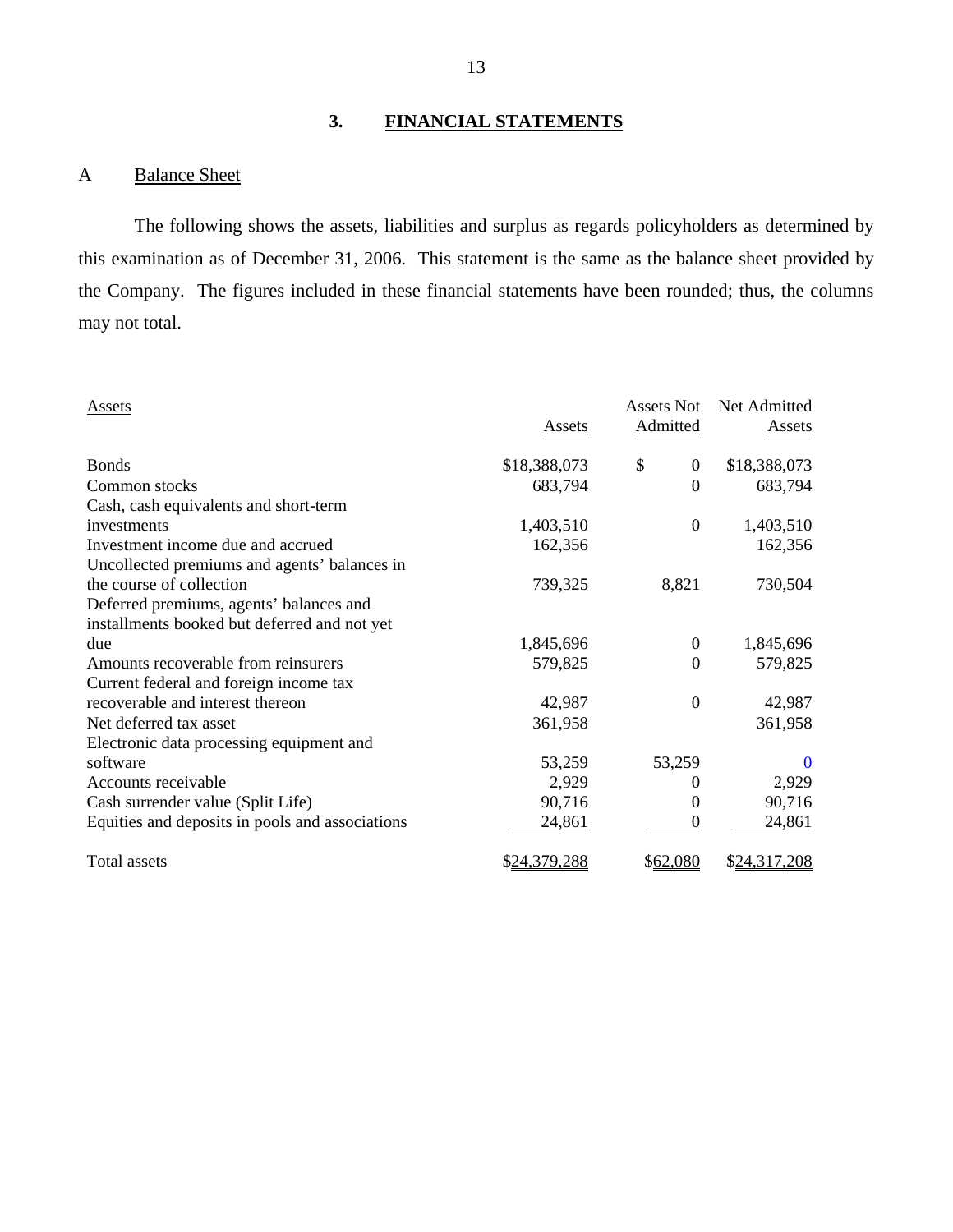## 3. FINANCIAL STATEMENTS

### A Balance Sheet

The following shows the assets, liabilities and surplus as regards policyholders as determined by this examination as of December 31, 2006. This statement is the same as the balance sheet provided by the Company. The figures included in these financial statements have been rounded; thus, the columns may not total.

| Assets | Assets | Assets Not Admitted | Net Admitted Assets |
|---|---|---|---|
| Bonds | $18,388,073 | $ 0 | $18,388,073 |
| Common stocks | 683,794 | 0 | 683,794 |
| Cash, cash equivalents and short-term investments | 1,403,510 | 0 | 1,403,510 |
| Investment income due and accrued | 162,356 | | 162,356 |
| Uncollected premiums and agents' balances in the course of collection | 739,325 | 8,821 | 730,504 |
| Deferred premiums, agents' balances and installments booked but deferred and not yet due | 1,845,696 | 0 | 1,845,696 |
| Amounts recoverable from reinsurers | 579,825 | 0 | 579,825 |
| Current federal and foreign income tax recoverable and interest thereon | 42,987 | 0 | 42,987 |
| Net deferred tax asset | 361,958 | | 361,958 |
| Electronic data processing equipment and software | 53,259 | 53,259 | 0 |
| Accounts receivable | 2,929 | 0 | 2,929 |
| Cash surrender value (Split Life) | 90,716 | 0 | 90,716 |
| Equities and deposits in pools and associations | 24,861 | 0 | 24,861 |
| Total assets | $24,379,288 | $62,080 | $24,317,208 |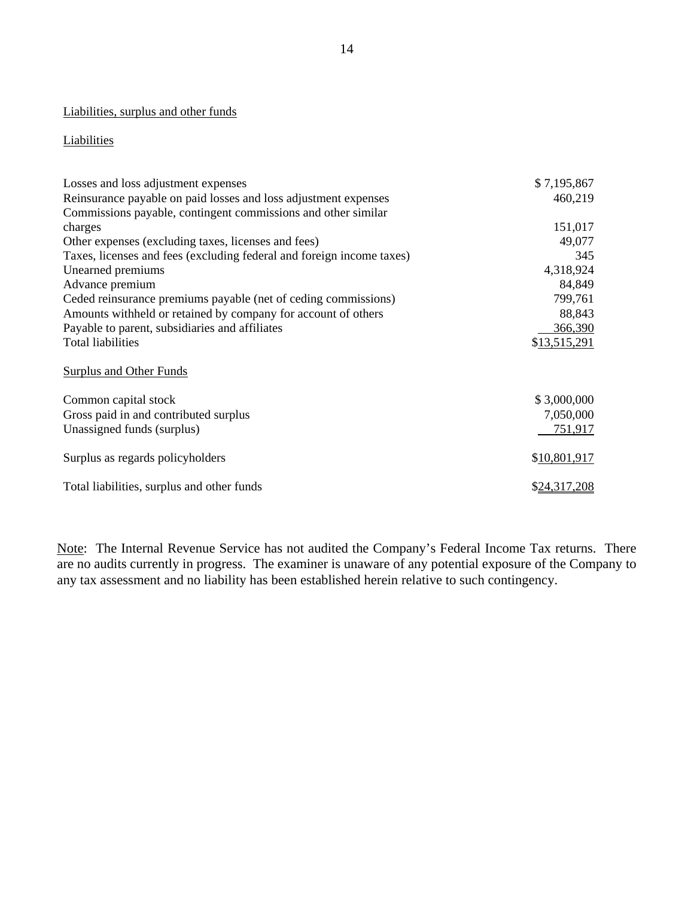Liabilities, surplus and other funds

Liabilities

| | |
|---|---|
| Losses and loss adjustment expenses | $ 7,195,867 |
| Reinsurance payable on paid losses and loss adjustment expenses | 460,219 |
| Commissions payable, contingent commissions and other similar charges | 151,017 |
| Other expenses (excluding taxes, licenses and fees) | 49,077 |
| Taxes, licenses and fees (excluding federal and foreign income taxes) | 345 |
| Unearned premiums | 4,318,924 |
| Advance premium | 84,849 |
| Ceded reinsurance premiums payable (net of ceding commissions) | 799,761 |
| Amounts withheld or retained by company for account of others | 88,843 |
| Payable to parent, subsidiaries and affiliates | 366,390 |
| Total liabilities | $13,515,291 |

Surplus and Other Funds

| | |
|---|---|
| Common capital stock | $ 3,000,000 |
| Gross paid in and contributed surplus | 7,050,000 |
| Unassigned funds (surplus) | 751,917 |
| Surplus as regards policyholders | $10,801,917 |
| Total liabilities, surplus and other funds | $24,317,208 |

Note: The Internal Revenue Service has not audited the Company's Federal Income Tax returns. There are no audits currently in progress. The examiner is unaware of any potential exposure of the Company to any tax assessment and no liability has been established herein relative to such contingency.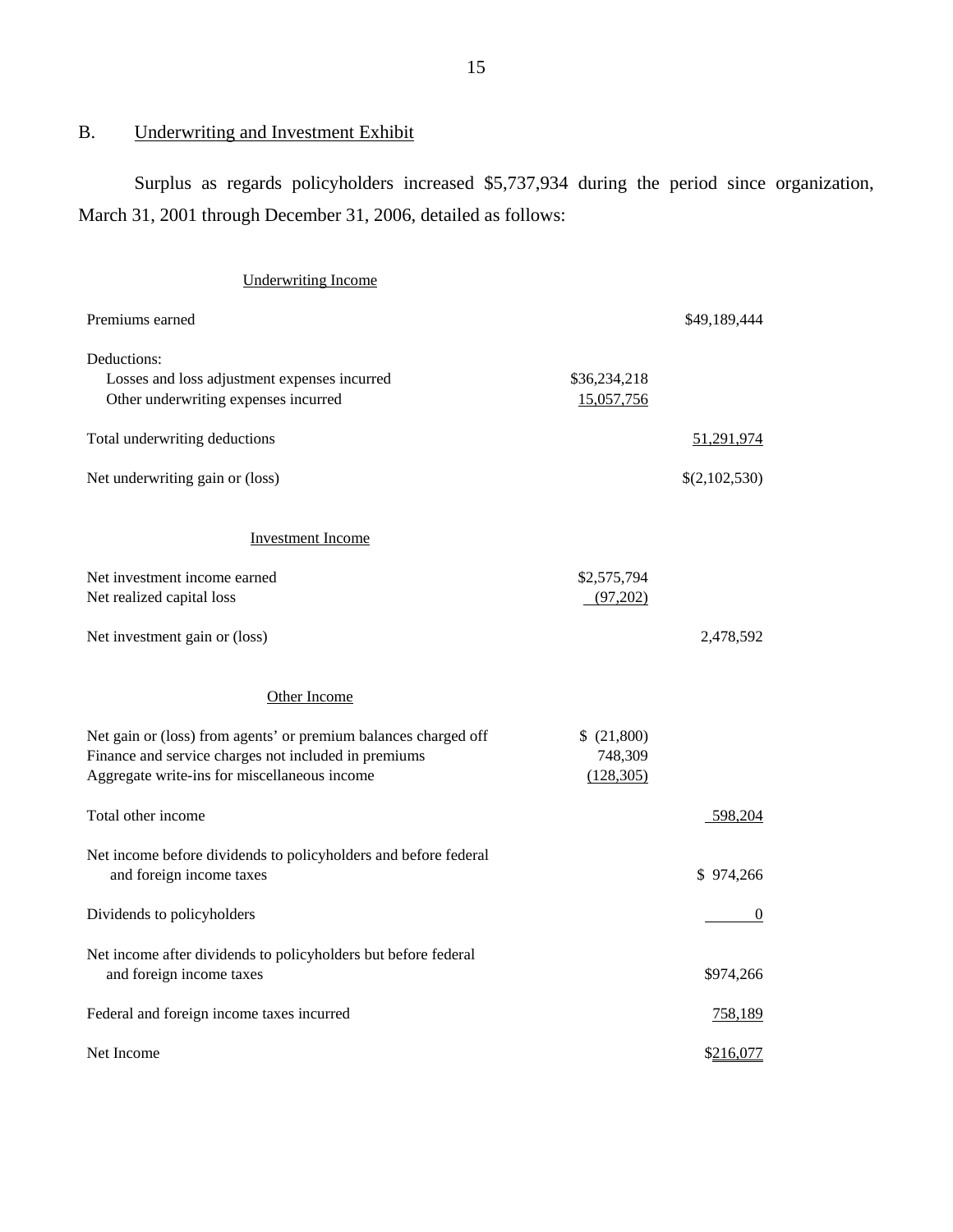## B. Underwriting and Investment Exhibit

Surplus as regards policyholders increased $5,737,934 during the period since organization, March 31, 2001 through December 31, 2006, detailed as follows:

| Underwriting Income | | |
|---|---|---|
| Premiums earned | | $49,189,444 |
| Deductions: | | |
| Losses and loss adjustment expenses incurred | $36,234,218 | |
| Other underwriting expenses incurred | 15,057,756 | |
| Total underwriting deductions | | 51,291,974 |
| Net underwriting gain or (loss) | | $(2,102,530) |
| **Investment Income** | | |
| Net investment income earned | $2,575,794 | |
| Net realized capital loss | (97,202) | |
| Net investment gain or (loss) | | 2,478,592 |
| **Other Income** | | |
| Net gain or (loss) from agents' or premium balances charged off | $ (21,800) | |
| Finance and service charges not included in premiums | 748,309 | |
| Aggregate write-ins for miscellaneous income | (128,305) | |
| Total other income | | 598,204 |
| Net income before dividends to policyholders and before federal and foreign income taxes | | $ 974,266 |
| Dividends to policyholders | | 0 |
| Net income after dividends to policyholders but before federal and foreign income taxes | | $974,266 |
| Federal and foreign income taxes incurred | | 758,189 |
| Net Income | | $216,077 |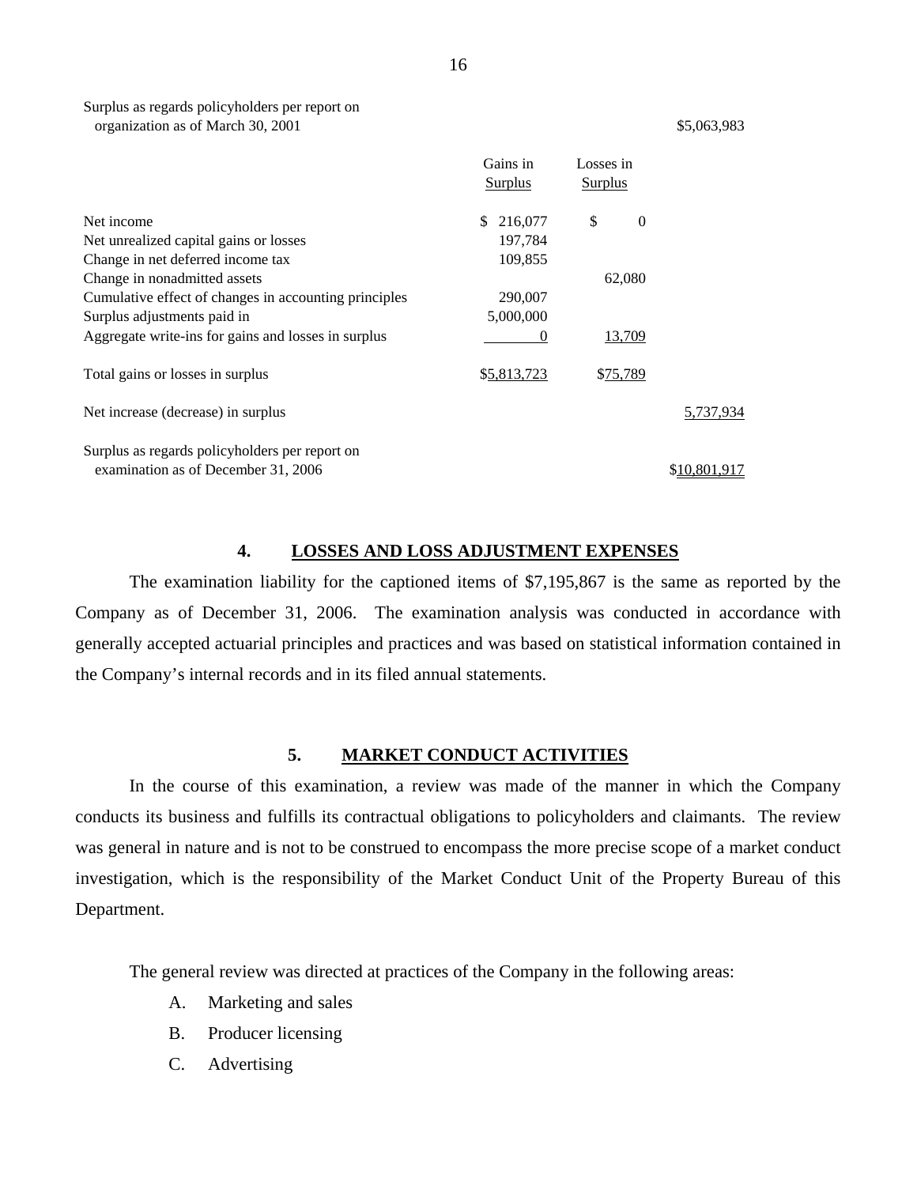| | Gains in Surplus | Losses in Surplus | |
|---|---|---|---|
| Surplus as regards policyholders per report on organization as of March 30, 2001 | | | $5,063,983 |
| Net income | $ 216,077 | $ 0 | |
| Net unrealized capital gains or losses | 197,784 | | |
| Change in net deferred income tax | 109,855 | | |
| Change in nonadmitted assets | | 62,080 | |
| Cumulative effect of changes in accounting principles | 290,007 | | |
| Surplus adjustments paid in | 5,000,000 | | |
| Aggregate write-ins for gains and losses in surplus | 0 | 13,709 | |
| Total gains or losses in surplus | $5,813,723 | $75,789 | |
| Net increase (decrease) in surplus | | | 5,737,934 |
| Surplus as regards policyholders per report on examination as of December 31, 2006 | | | $10,801,917 |

## 4. LOSSES AND LOSS ADJUSTMENT EXPENSES

The examination liability for the captioned items of $7,195,867 is the same as reported by the Company as of December 31, 2006. The examination analysis was conducted in accordance with generally accepted actuarial principles and practices and was based on statistical information contained in the Company's internal records and in its filed annual statements.

## 5. MARKET CONDUCT ACTIVITIES

In the course of this examination, a review was made of the manner in which the Company conducts its business and fulfills its contractual obligations to policyholders and claimants. The review was general in nature and is not to be construed to encompass the more precise scope of a market conduct investigation, which is the responsibility of the Market Conduct Unit of the Property Bureau of this Department.

The general review was directed at practices of the Company in the following areas:

A. Marketing and sales
B. Producer licensing
C. Advertising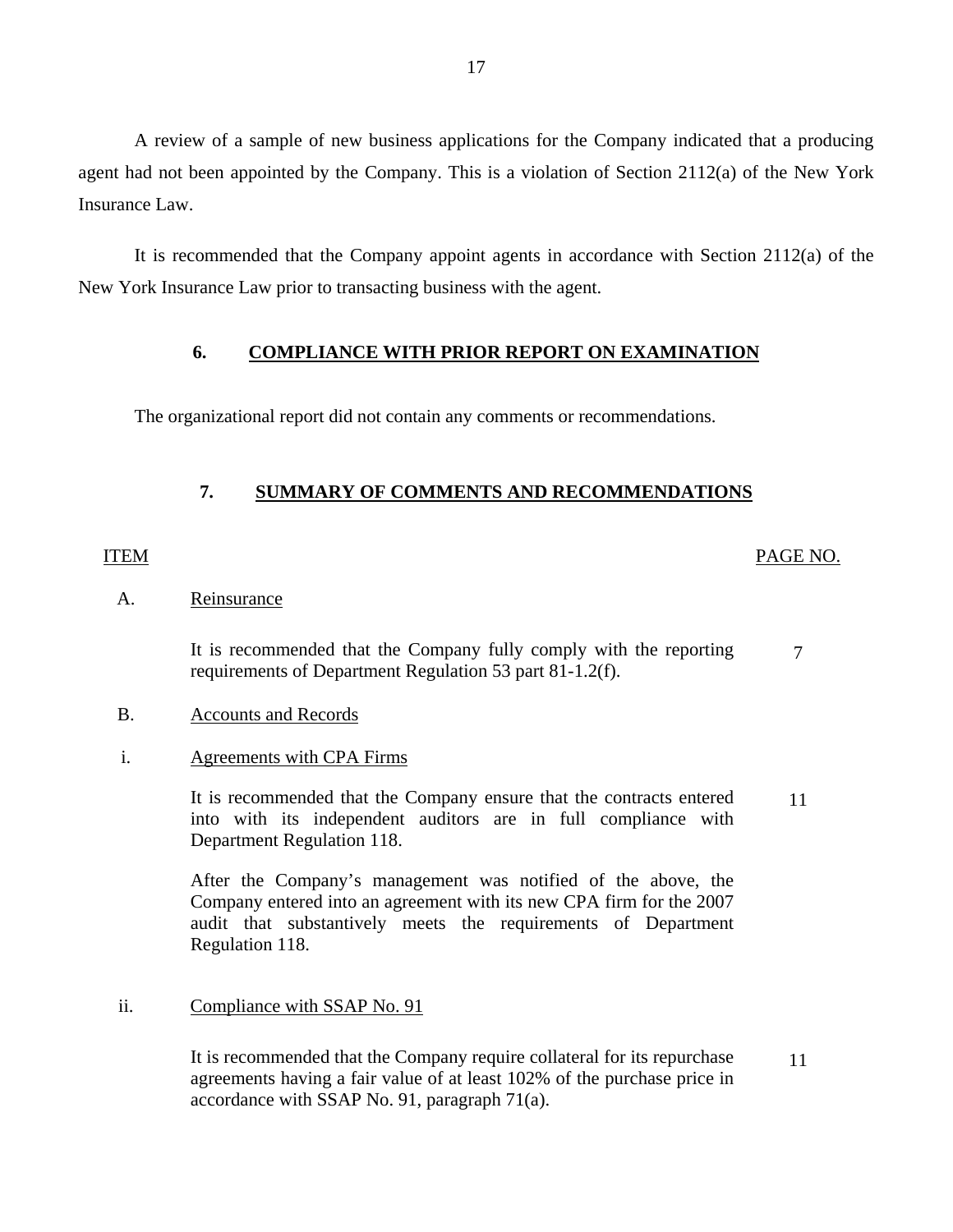A review of a sample of new business applications for the Company indicated that a producing agent had not been appointed by the Company. This is a violation of Section 2112(a) of the New York Insurance Law.

It is recommended that the Company appoint agents in accordance with Section 2112(a) of the New York Insurance Law prior to transacting business with the agent.

## 6. COMPLIANCE WITH PRIOR REPORT ON EXAMINATION

The organizational report did not contain any comments or recommendations.

## 7. SUMMARY OF COMMENTS AND RECOMMENDATIONS

| ITEM | | PAGE NO. |
|---|---|---|
| A. | Reinsurance | |
| | It is recommended that the Company fully comply with the reporting requirements of Department Regulation 53 part 81-1.2(f). | 7 |
| B. | Accounts and Records | |
| i. | Agreements with CPA Firms | |
| | It is recommended that the Company ensure that the contracts entered into with its independent auditors are in full compliance with Department Regulation 118. | 11 |
| | After the Company's management was notified of the above, the Company entered into an agreement with its new CPA firm for the 2007 audit that substantively meets the requirements of Department Regulation 118. | |
| ii. | Compliance with SSAP No. 91 | |
| | It is recommended that the Company require collateral for its repurchase agreements having a fair value of at least 102% of the purchase price in accordance with SSAP No. 91, paragraph 71(a). | 11 |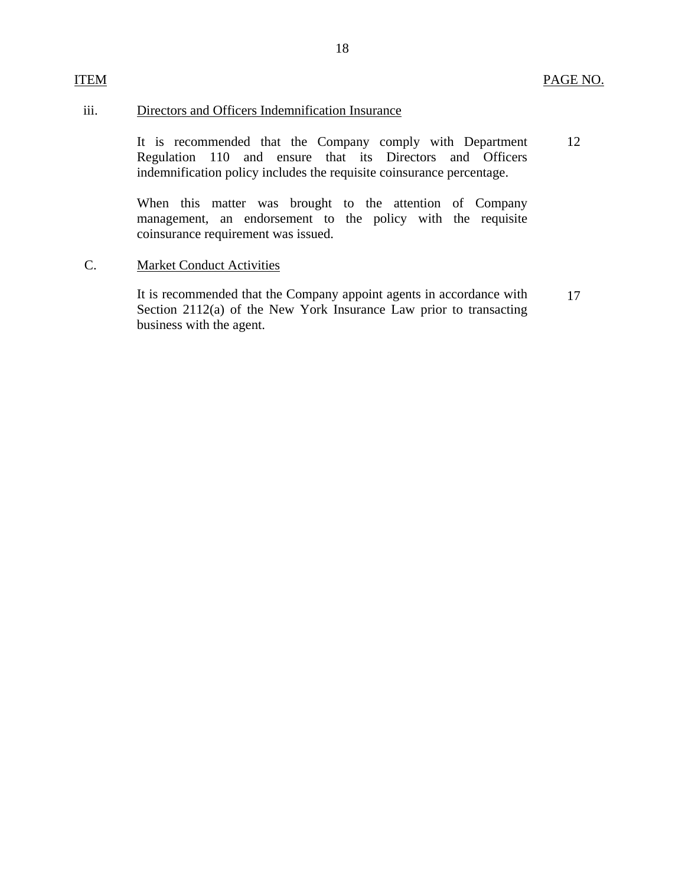| ITEM | | PAGE NO. |
|---|---|---|
| iii. | Directors and Officers Indemnification Insurance | |
| | It is recommended that the Company comply with Department Regulation 110 and ensure that its Directors and Officers indemnification policy includes the requisite coinsurance percentage. | 12 |
| | When this matter was brought to the attention of Company management, an endorsement to the policy with the requisite coinsurance requirement was issued. | |
| C. | Market Conduct Activities | |
| | It is recommended that the Company appoint agents in accordance with Section 2112(a) of the New York Insurance Law prior to transacting business with the agent. | 17 |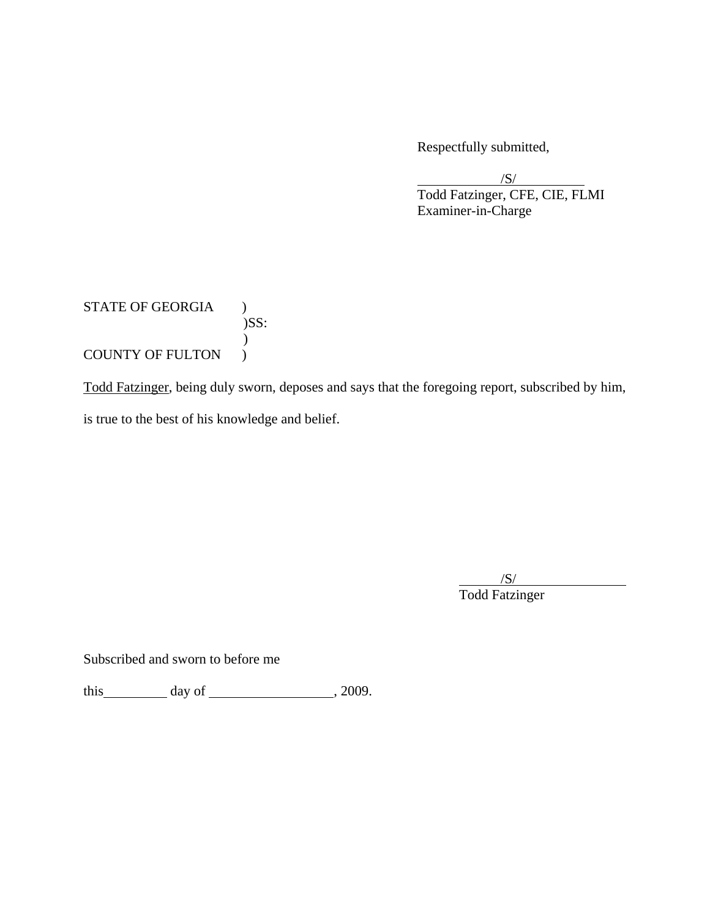Respectfully submitted,

/S/

Todd Fatzinger, CFE, CIE, FLMI

Examiner-in-Charge

STATE OF GEORGIA )

)SS:

)

COUNTY OF FULTON )

Todd Fatzinger, being duly sworn, deposes and says that the foregoing report, subscribed by him, is true to the best of his knowledge and belief.

/S/

Todd Fatzinger

Subscribed and sworn to before me

this\_\_\_\_\_\_\_\_\_\_ day of \_\_\_\_\_\_\_\_\_\_\_\_\_\_\_\_\_\_, 2009.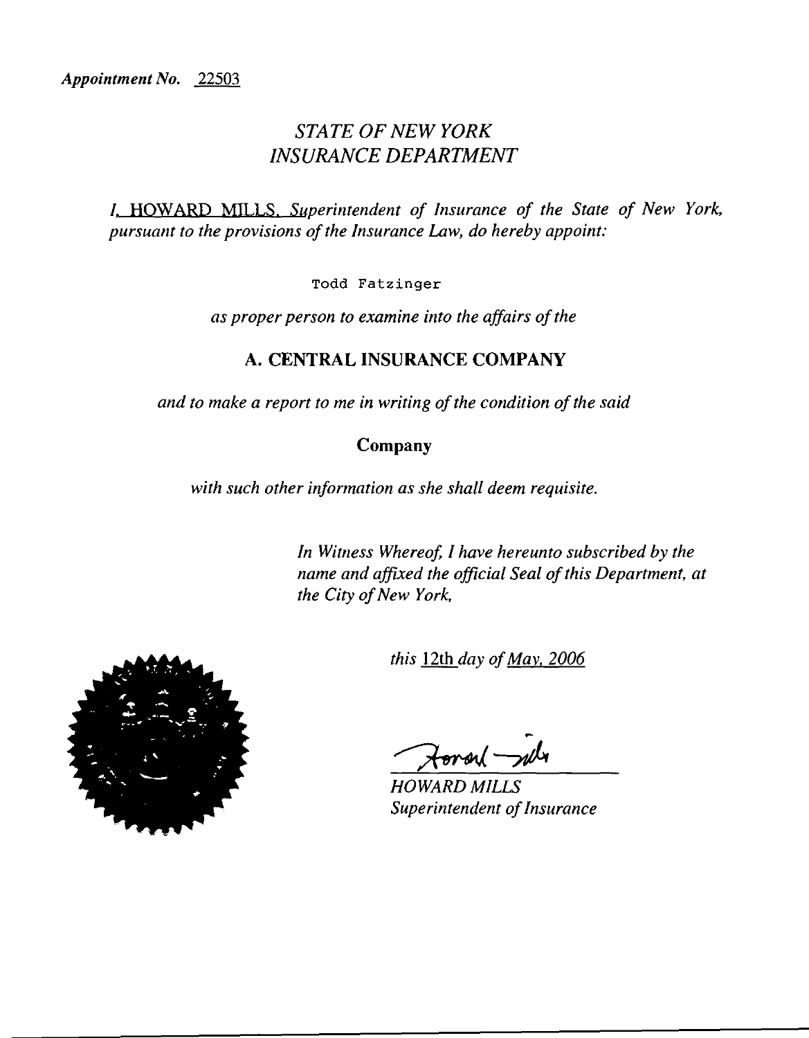*Appointment No.* 22503

## *STATE OF NEW YORK*
## *INSURANCE DEPARTMENT*

*I, HOWARD MILLS, Superintendent of Insurance of the State of New York, pursuant to the provisions of the Insurance Law, do hereby appoint:*

Todd Fatzinger

*as proper person to examine into the affairs of the*

**A. CENTRAL INSURANCE COMPANY**

*and to make a report to me in writing of the condition of the said*

**Company**

*with such other information as she shall deem requisite.*

*In Witness Whereof, I have hereunto subscribed by the name and affixed the official Seal of this Department, at the City of New York,*

*this 12th day of May, 2006*

*HOWARD MILLS*
*Superintendent of Insurance*